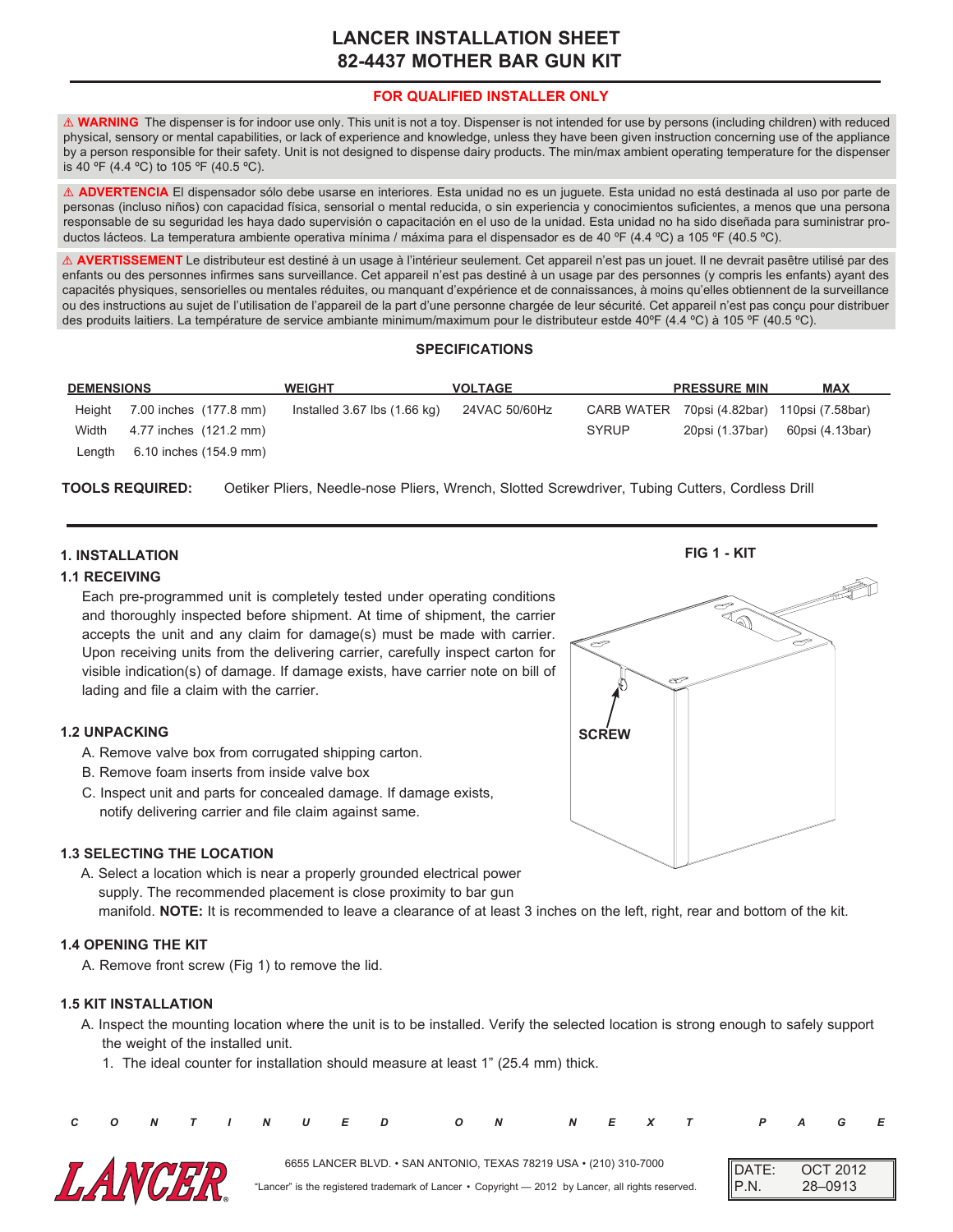# LANCER INSTALLATION SHEET
# 82-4437 MOTHER BAR GUN KIT

**FOR QUALIFIED INSTALLER ONLY**

⚠ **WARNING** The dispenser is for indoor use only. This unit is not a toy. Dispenser is not intended for use by persons (including children) with reduced physical, sensory or mental capabilities, or lack of experience and knowledge, unless they have been given instruction concerning use of the appliance by a person responsible for their safety. Unit is not designed to dispense dairy products. The min/max ambient operating temperature for the dispenser is 40 ºF (4.4 ºC) to 105 ºF (40.5 ºC).

⚠ **ADVERTENCIA** El dispensador sólo debe usarse en interiores. Esta unidad no es un juguete. Esta unidad no está destinada al uso por parte de personas (incluso niños) con capacidad física, sensorial o mental reducida, o sin experiencia y conocimientos suficientes, a menos que una persona responsable de su seguridad les haya dado supervisión o capacitación en el uso de la unidad. Esta unidad no ha sido diseñada para suministrar productos lácteos. La temperatura ambiente operativa mínima / máxima para el dispensador es de 40 ºF (4.4 ºC) a 105 ºF (40.5 ºC).

⚠ **AVERTISSEMENT** Le distributeur est destiné à un usage à l'intérieur seulement. Cet appareil n'est pas un jouet. Il ne devrait pasêtre utilisé par des enfants ou des personnes infirmes sans surveillance. Cet appareil n'est pas destiné à un usage par des personnes (y compris les enfants) ayant des capacités physiques, sensorielles ou mentales réduites, ou manquant d'expérience et de connaissances, à moins qu'elles obtiennent de la surveillance ou des instructions au sujet de l'utilisation de l'appareil de la part d'une personne chargée de leur sécurité. Cet appareil n'est pas conçu pour distribuer des produits laitiers. La température de service ambiante minimum/maximum pour le distributeur estde 40ºF (4.4 ºC) à 105 ºF (40.5 ºC).

## SPECIFICATIONS

| DEMENSIONS | | WEIGHT | VOLTAGE | | PRESSURE MIN | MAX |
|---|---|---|---|---|---|---|
| Height | 7.00 inches (177.8 mm) | Installed 3.67 lbs (1.66 kg) | 24VAC 50/60Hz | CARB WATER | 70psi (4.82bar) | 110psi (7.58bar) |
| Width | 4.77 inches (121.2 mm) | | | SYRUP | 20psi (1.37bar) | 60psi (4.13bar) |
| Length | 6.10 inches (154.9 mm) | | | | | |

**TOOLS REQUIRED:** Oetiker Pliers, Needle-nose Pliers, Wrench, Slotted Screwdriver, Tubing Cutters, Cordless Drill

## 1. INSTALLATION

### 1.1 RECEIVING

Each pre-programmed unit is completely tested under operating conditions and thoroughly inspected before shipment. At time of shipment, the carrier accepts the unit and any claim for damage(s) must be made with carrier. Upon receiving units from the delivering carrier, carefully inspect carton for visible indication(s) of damage. If damage exists, have carrier note on bill of lading and file a claim with the carrier.

FIG 1 - KIT

SCREW

### 1.2 UNPACKING

A. Remove valve box from corrugated shipping carton.

B. Remove foam inserts from inside valve box

C. Inspect unit and parts for concealed damage. If damage exists, notify delivering carrier and file claim against same.

### 1.3 SELECTING THE LOCATION

A. Select a location which is near a properly grounded electrical power supply. The recommended placement is close proximity to bar gun manifold. **NOTE:** It is recommended to leave a clearance of at least 3 inches on the left, right, rear and bottom of the kit.

### 1.4 OPENING THE KIT

A. Remove front screw (Fig 1) to remove the lid.

### 1.5 KIT INSTALLATION

A. Inspect the mounting location where the unit is to be installed. Verify the selected location is strong enough to safely support the weight of the installed unit.

1. The ideal counter for installation should measure at least 1" (25.4 mm) thick.

*CONTINUED ON NEXT PAGE*

6655 LANCER BLVD. • SAN ANTONIO, TEXAS 78219 USA • (210) 310-7000

"Lancer" is the registered trademark of Lancer • Copyright — 2012 by Lancer, all rights reserved.

DATE: OCT 2012
P.N. 28–0913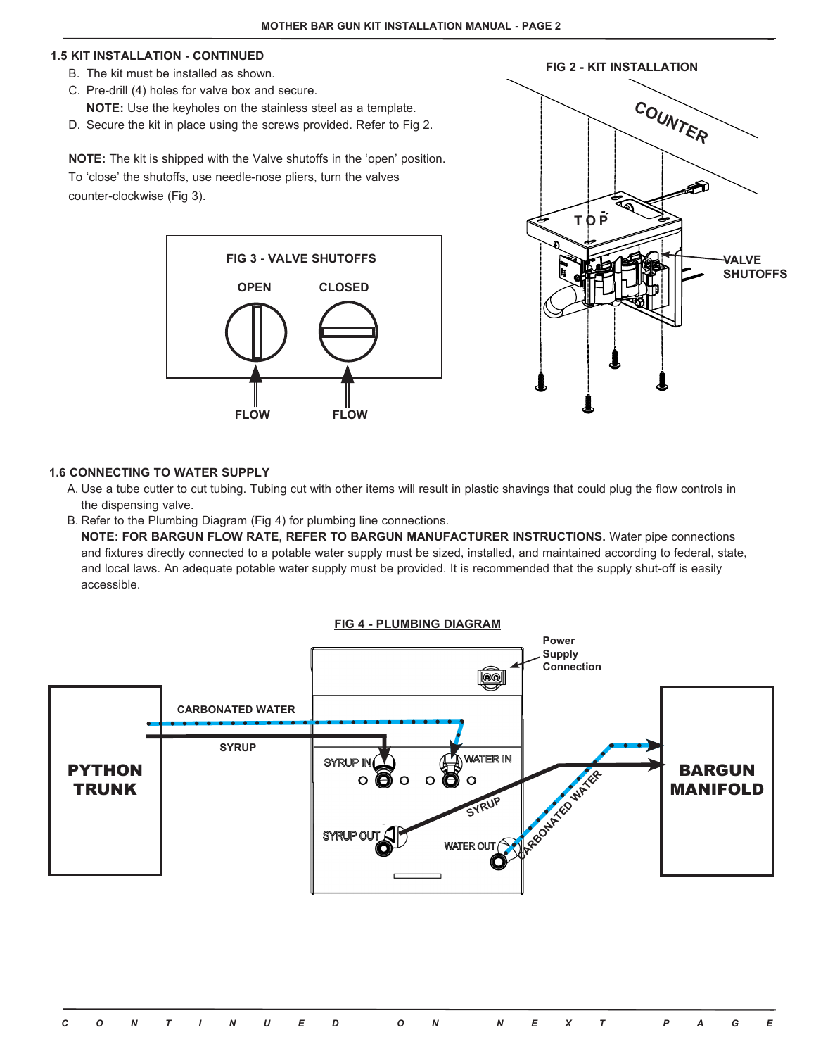## 1.5 KIT INSTALLATION - CONTINUED

B. The kit must be installed as shown.

C. Pre-drill (4) holes for valve box and secure.
   **NOTE:** Use the keyholes on the stainless steel as a template.

D. Secure the kit in place using the screws provided. Refer to Fig 2.

**NOTE:** The kit is shipped with the Valve shutoffs in the 'open' position. To 'close' the shutoffs, use needle-nose pliers, turn the valves counter-clockwise (Fig 3).

**FIG 3 - VALVE SHUTOFFS**

OPEN — CLOSED

FLOW — FLOW

**FIG 2 - KIT INSTALLATION**

COUNTER

TOP

VALVE SHUTOFFS

## 1.6 CONNECTING TO WATER SUPPLY

A. Use a tube cutter to cut tubing. Tubing cut with other items will result in plastic shavings that could plug the flow controls in the dispensing valve.

B. Refer to the Plumbing Diagram (Fig 4) for plumbing line connections.
   **NOTE: FOR BARGUN FLOW RATE, REFER TO BARGUN MANUFACTURER INSTRUCTIONS.** Water pipe connections and fixtures directly connected to a potable water supply must be sized, installed, and maintained according to federal, state, and local laws. An adequate potable water supply must be provided. It is recommended that the supply shut-off is easily accessible.

**FIG 4 - PLUMBING DIAGRAM**

PYTHON TRUNK — CARBONATED WATER — SYRUP — Power Supply Connection — SYRUP IN — WATER IN — SYRUP OUT — WATER OUT — SYRUP — CARBONATED WATER — BARGUN MANIFOLD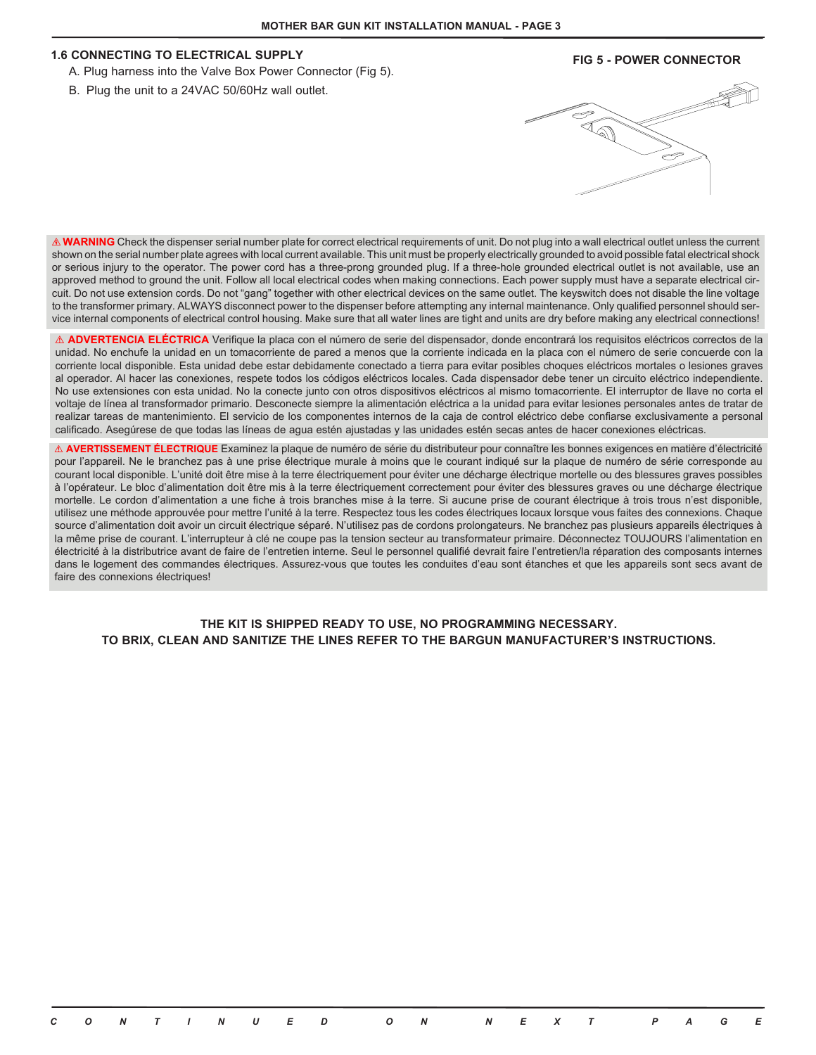## 1.6 CONNECTING TO ELECTRICAL SUPPLY

A. Plug harness into the Valve Box Power Connector (Fig 5).

B. Plug the unit to a 24VAC 50/60Hz wall outlet.

**FIG 5 - POWER CONNECTOR**

⚠ **WARNING** Check the dispenser serial number plate for correct electrical requirements of unit. Do not plug into a wall electrical outlet unless the current shown on the serial number plate agrees with local current available. This unit must be properly electrically grounded to avoid possible fatal electrical shock or serious injury to the operator. The power cord has a three-prong grounded plug. If a three-hole grounded electrical outlet is not available, use an approved method to ground the unit. Follow all local electrical codes when making connections. Each power supply must have a separate electrical circuit. Do not use extension cords. Do not "gang" together with other electrical devices on the same outlet. The keyswitch does not disable the line voltage to the transformer primary. ALWAYS disconnect power to the dispenser before attempting any internal maintenance. Only qualified personnel should service internal components of electrical control housing. Make sure that all water lines are tight and units are dry before making any electrical connections!

⚠ **ADVERTENCIA ELÉCTRICA** Verifique la placa con el número de serie del dispensador, donde encontrará los requisitos eléctricos correctos de la unidad. No enchufe la unidad en un tomacorriente de pared a menos que la corriente indicada en la placa con el número de serie concuerde con la corriente local disponible. Esta unidad debe estar debidamente conectado a tierra para evitar posibles choques eléctricos mortales o lesiones graves al operador. Al hacer las conexiones, respete todos los códigos eléctricos locales. Cada dispensador debe tener un circuito eléctrico independiente. No use extensiones con esta unidad. No la conecte junto con otros dispositivos eléctricos al mismo tomacorriente. El interruptor de llave no corta el voltaje de línea al transformador primario. Desconecte siempre la alimentación eléctrica a la unidad para evitar lesiones personales antes de tratar de realizar tareas de mantenimiento. El servicio de los componentes internos de la caja de control eléctrico debe confiarse exclusivamente a personal calificado. Asegúrese de que todas las líneas de agua estén ajustadas y las unidades estén secas antes de hacer conexiones eléctricas.

⚠ **AVERTISSEMENT ÉLECTRIQUE** Examinez la plaque de numéro de série du distributeur pour connaître les bonnes exigences en matière d'électricité pour l'appareil. Ne le branchez pas à une prise électrique murale à moins que le courant indiqué sur la plaque de numéro de série corresponde au courant local disponible. L'unité doit être mise à la terre électriquement pour éviter une décharge électrique mortelle ou des blessures graves possibles à l'opérateur. Le bloc d'alimentation doit être mis à la terre électriquement correctement pour éviter des blessures graves ou une décharge électrique mortelle. Le cordon d'alimentation a une fiche à trois branches mise à la terre. Si aucune prise de courant électrique à trois trous n'est disponible, utilisez une méthode approuvée pour mettre l'unité à la terre. Respectez tous les codes électriques locaux lorsque vous faites des connexions. Chaque source d'alimentation doit avoir un circuit électrique séparé. N'utilisez pas de cordons prolongateurs. Ne branchez pas plusieurs appareils électriques à la même prise de courant. L'interrupteur à clé ne coupe pas la tension secteur au transformateur primaire. Déconnectez TOUJOURS l'alimentation en électricité à la distributrice avant de faire de l'entretien interne. Seul le personnel qualifié devrait faire l'entretien/la réparation des composants internes dans le logement des commandes électriques. Assurez-vous que toutes les conduites d'eau sont étanches et que les appareils sont secs avant de faire des connexions électriques!

**THE KIT IS SHIPPED READY TO USE, NO PROGRAMMING NECESSARY.**
**TO BRIX, CLEAN AND SANITIZE THE LINES REFER TO THE BARGUN MANUFACTURER'S INSTRUCTIONS.**

*CONTINUED ON NEXT PAGE*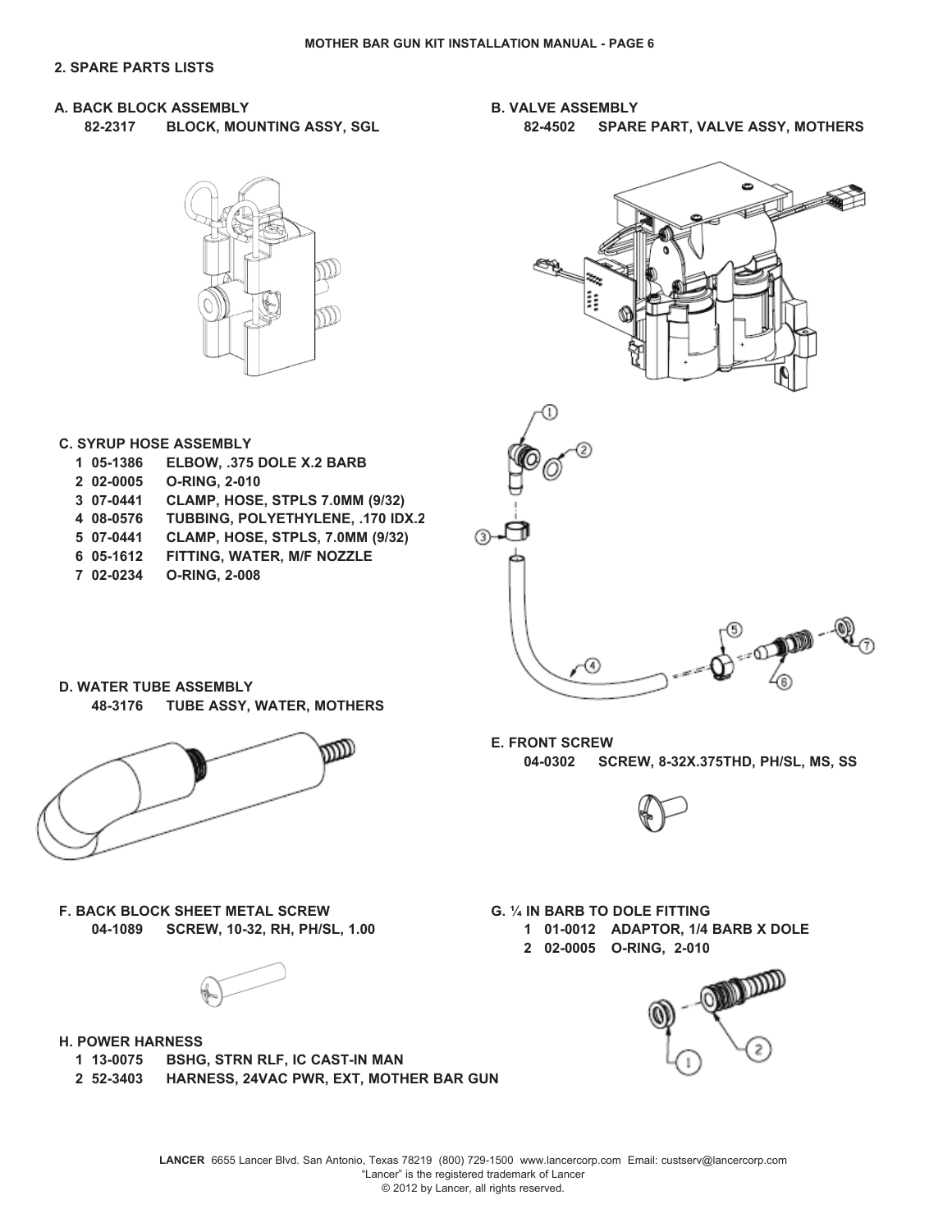## 2. SPARE PARTS LISTS

### A. BACK BLOCK ASSEMBLY

82-2317 BLOCK, MOUNTING ASSY, SGL

### B. VALVE ASSEMBLY

82-4502 SPARE PART, VALVE ASSY, MOTHERS

### C. SYRUP HOSE ASSEMBLY

1 05-1386 ELBOW, .375 DOLE X.2 BARB
2 02-0005 O-RING, 2-010
3 07-0441 CLAMP, HOSE, STPLS 7.0MM (9/32)
4 08-0576 TUBBING, POLYETHYLENE, .170 IDX.2
5 07-0441 CLAMP, HOSE, STPLS, 7.0MM (9/32)
6 05-1612 FITTING, WATER, M/F NOZZLE
7 02-0234 O-RING, 2-008

### D. WATER TUBE ASSEMBLY

48-3176 TUBE ASSY, WATER, MOTHERS

### E. FRONT SCREW

04-0302 SCREW, 8-32X.375THD, PH/SL, MS, SS

### F. BACK BLOCK SHEET METAL SCREW

04-1089 SCREW, 10-32, RH, PH/SL, 1.00

### G. ¼ IN BARB TO DOLE FITTING

1 01-0012 ADAPTOR, 1/4 BARB X DOLE
2 02-0005 O-RING, 2-010

### H. POWER HARNESS

1 13-0075 BSHG, STRN RLF, IC CAST-IN MAN
2 52-3403 HARNESS, 24VAC PWR, EXT, MOTHER BAR GUN

**LANCER** 6655 Lancer Blvd. San Antonio, Texas 78219 (800) 729-1500 www.lancercorp.com Email: custserv@lancercorp.com
"Lancer" is the registered trademark of Lancer
© 2012 by Lancer, all rights reserved.